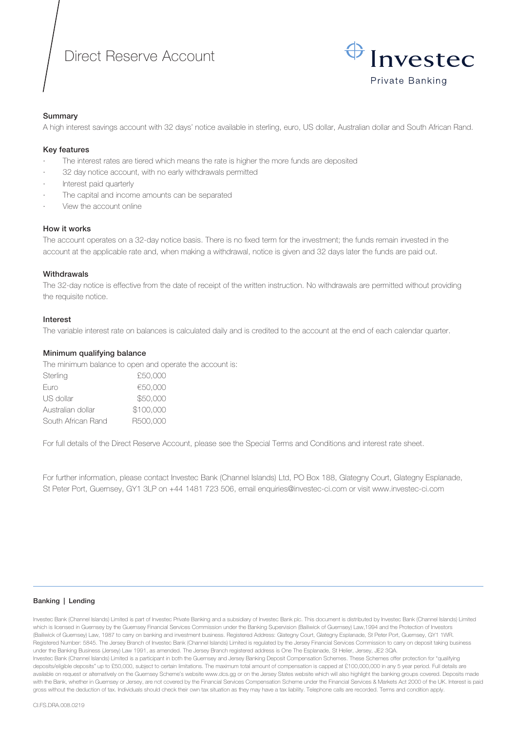# Direct Reserve Account

Investec Private Banking

## Summary

A high interest savings account with 32 days' notice available in sterling, euro, US dollar, Australian dollar and South African Rand.

## Key features

- The interest rates are tiered which means the rate is higher the more funds are deposited
- 32 day notice account, with no early withdrawals permitted
- Interest paid quarterly
- The capital and income amounts can be separated
- View the account online

## How it works

The account operates on a 32-day notice basis. There is no fixed term for the investment; the funds remain invested in the account at the applicable rate and, when making a withdrawal, notice is given and 32 days later the funds are paid out.

## Withdrawals

The 32-day notice is effective from the date of receipt of the written instruction. No withdrawals are permitted without providing the requisite notice.

## Interest

The variable interest rate on balances is calculated daily and is credited to the account at the end of each calendar quarter.

## Minimum qualifying balance

The minimum balance to open and operate the account is:

| | |
|---|---|
| Sterling | £50,000 |
| Euro | €50,000 |
| US dollar | $50,000 |
| Australian dollar | $100,000 |
| South African Rand | R500,000 |

For full details of the Direct Reserve Account, please see the Special Terms and Conditions and interest rate sheet.

For further information, please contact Investec Bank (Channel Islands) Ltd, PO Box 188, Glategny Court, Glategny Esplanade, St Peter Port, Guernsey, GY1 3LP on +44 1481 723 506, email enquiries@investec-ci.com or visit www.investec-ci.com

**Banking | Lending**

Investec Bank (Channel Islands) Limited is part of Investec Private Banking and a subsidiary of Investec Bank plc. This document is distributed by Investec Bank (Channel Islands) Limited which is licensed in Guernsey by the Guernsey Financial Services Commission under the Banking Supervision (Bailiwick of Guernsey) Law,1994 and the Protection of Investors (Bailiwick of Guernsey) Law, 1987 to carry on banking and investment business. Registered Address: Glategny Court, Glategny Esplanade, St Peter Port, Guernsey, GY1 1WR. Registered Number: 5845. The Jersey Branch of Investec Bank (Channel Islands) Limited is regulated by the Jersey Financial Services Commission to carry on deposit taking business under the Banking Business (Jersey) Law 1991, as amended. The Jersey Branch registered address is One The Esplanade, St Helier, Jersey, JE2 3QA.
Investec Bank (Channel Islands) Limited is a participant in both the Guernsey and Jersey Banking Deposit Compensation Schemes. These Schemes offer protection for "qualifying deposits/eligible deposits" up to £50,000, subject to certain limitations. The maximum total amount of compensation is capped at £100,000,000 in any 5 year period. Full details are available on request or alternatively on the Guernsey Scheme's website www.dcs.gg or on the Jersey States website which will also highlight the banking groups covered. Deposits made with the Bank, whether in Guernsey or Jersey, are not covered by the Financial Services Compensation Scheme under the Financial Services & Markets Act 2000 of the UK. Interest is paid gross without the deduction of tax. Individuals should check their own tax situation as they may have a tax liability. Telephone calls are recorded. Terms and condition apply.

CI.FS.DRA.008.0219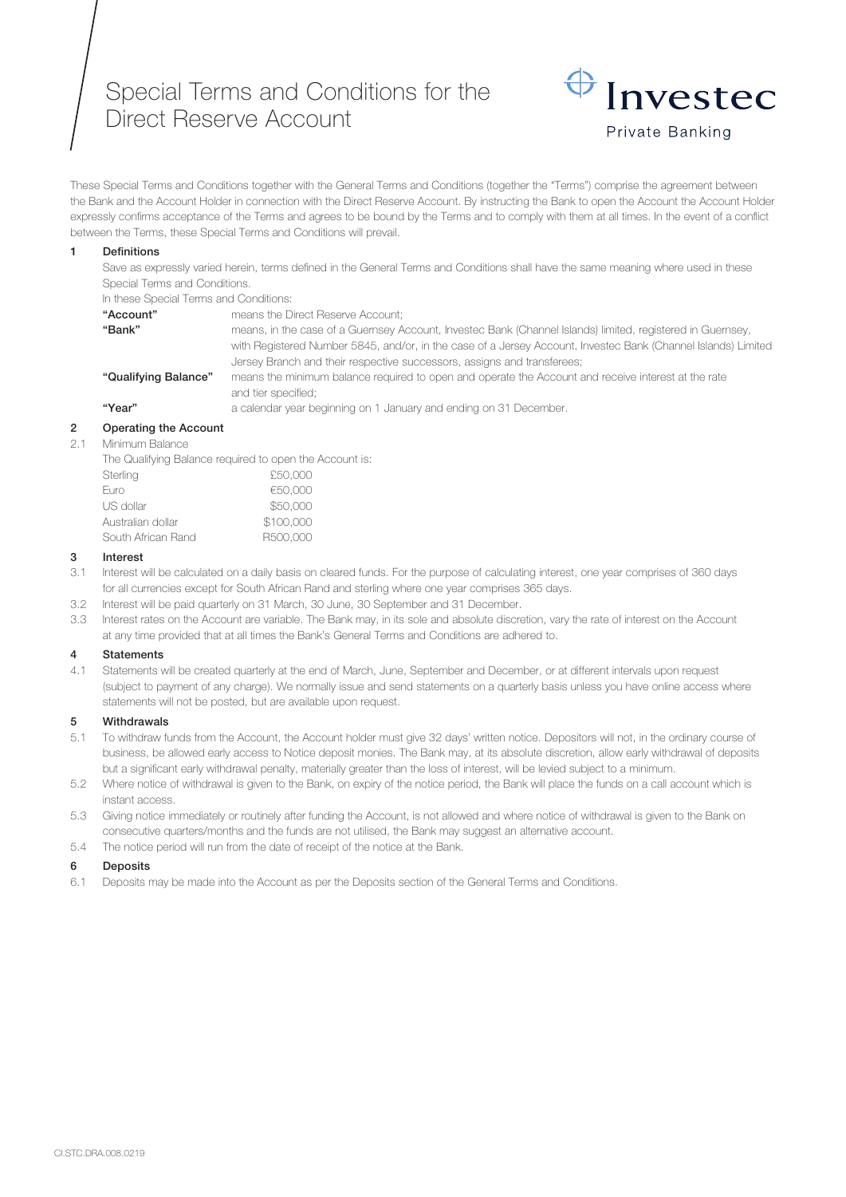# Special Terms and Conditions for the Direct Reserve Account

Investec Private Banking

These Special Terms and Conditions together with the General Terms and Conditions (together the "Terms") comprise the agreement between the Bank and the Account Holder in connection with the Direct Reserve Account. By instructing the Bank to open the Account the Account Holder expressly confirms acceptance of the Terms and agrees to be bound by the Terms and to comply with them at all times. In the event of a conflict between the Terms, these Special Terms and Conditions will prevail.

## 1 Definitions

Save as expressly varied herein, terms defined in the General Terms and Conditions shall have the same meaning where used in these Special Terms and Conditions.

In these Special Terms and Conditions:

| | |
|---|---|
| **"Account"** | means the Direct Reserve Account; |
| **"Bank"** | means, in the case of a Guernsey Account, Investec Bank (Channel Islands) limited, registered in Guernsey, with Registered Number 5845, and/or, in the case of a Jersey Account, Investec Bank (Channel Islands) Limited Jersey Branch and their respective successors, assigns and transferees; |
| **"Qualifying Balance"** | means the minimum balance required to open and operate the Account and receive interest at the rate and tier specified; |
| **"Year"** | a calendar year beginning on 1 January and ending on 31 December. |

## 2 Operating the Account

2.1 Minimum Balance

The Qualifying Balance required to open the Account is:

| | |
|---|---|
| Sterling | £50,000 |
| Euro | €50,000 |
| US dollar | $50,000 |
| Australian dollar | $100,000 |
| South African Rand | R500,000 |

## 3 Interest

3.1 Interest will be calculated on a daily basis on cleared funds. For the purpose of calculating interest, one year comprises of 360 days for all currencies except for South African Rand and sterling where one year comprises 365 days.

3.2 Interest will be paid quarterly on 31 March, 30 June, 30 September and 31 December.

3.3 Interest rates on the Account are variable. The Bank may, in its sole and absolute discretion, vary the rate of interest on the Account at any time provided that at all times the Bank's General Terms and Conditions are adhered to.

## 4 Statements

4.1 Statements will be created quarterly at the end of March, June, September and December, or at different intervals upon request (subject to payment of any charge). We normally issue and send statements on a quarterly basis unless you have online access where statements will not be posted, but are available upon request.

## 5 Withdrawals

5.1 To withdraw funds from the Account, the Account holder must give 32 days' written notice. Depositors will not, in the ordinary course of business, be allowed early access to Notice deposit monies. The Bank may, at its absolute discretion, allow early withdrawal of deposits but a significant early withdrawal penalty, materially greater than the loss of interest, will be levied subject to a minimum.

5.2 Where notice of withdrawal is given to the Bank, on expiry of the notice period, the Bank will place the funds on a call account which is instant access.

5.3 Giving notice immediately or routinely after funding the Account, is not allowed and where notice of withdrawal is given to the Bank on consecutive quarters/months and the funds are not utilised, the Bank may suggest an alternative account.

5.4 The notice period will run from the date of receipt of the notice at the Bank.

## 6 Deposits

6.1 Deposits may be made into the Account as per the Deposits section of the General Terms and Conditions.

CI.STC.DRA.008.0219